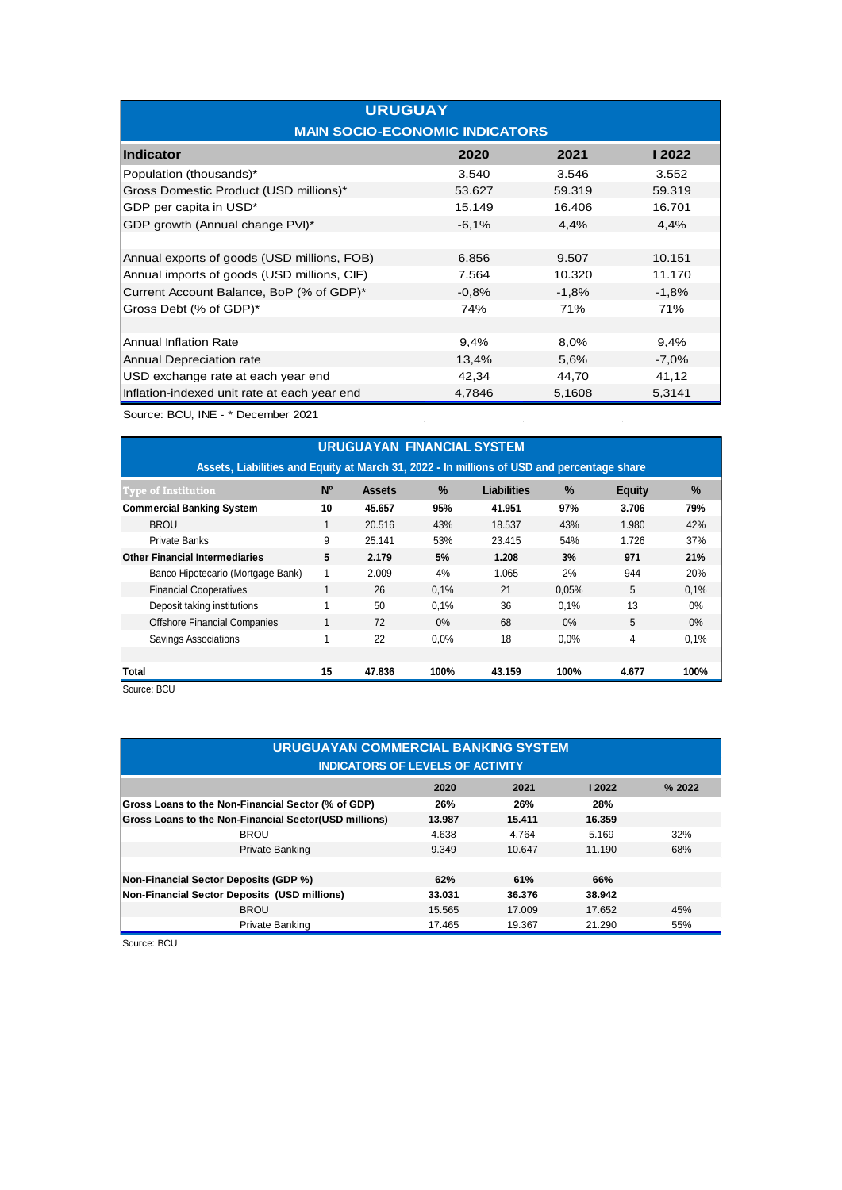## URUGUAY

### MAIN SOCIO-ECONOMIC INDICATORS

| Indicator | 2020 | 2021 | I 2022 |
|---|---|---|---|
| Population (thousands)* | 3.540 | 3.546 | 3.552 |
| Gross Domestic Product (USD millions)* | 53.627 | 59.319 | 59.319 |
| GDP per capita in USD* | 15.149 | 16.406 | 16.701 |
| GDP growth (Annual change PVI)* | -6,1% | 4,4% | 4,4% |
| | | | |
| Annual exports of goods (USD millions, FOB) | 6.856 | 9.507 | 10.151 |
| Annual imports of goods (USD millions, CIF) | 7.564 | 10.320 | 11.170 |
| Current Account Balance, BoP (% of GDP)* | -0,8% | -1,8% | -1,8% |
| Gross Debt (% of GDP)* | 74% | 71% | 71% |
| | | | |
| Annual Inflation Rate | 9,4% | 8,0% | 9,4% |
| Annual Depreciation rate | 13,4% | 5,6% | -7,0% |
| USD exchange rate at each year end | 42,34 | 44,70 | 41,12 |
| Inflation-indexed unit rate at each year end | 4,7846 | 5,1608 | 5,3141 |

Source: BCU, INE - * December 2021

## URUGUAYAN FINANCIAL SYSTEM

### Assets, Liabilities and Equity at March 31, 2022 - In millions of USD and percentage share

| Type of Institution | Nº | Assets | % | Liabilities | % | Equity | % |
|---|---|---|---|---|---|---|---|
| **Commercial Banking System** | **10** | **45.657** | **95%** | **41.951** | **97%** | **3.706** | **79%** |
| BROU | 1 | 20.516 | 43% | 18.537 | 43% | 1.980 | 42% |
| Private Banks | 9 | 25.141 | 53% | 23.415 | 54% | 1.726 | 37% |
| **Other Financial Intermediaries** | **5** | **2.179** | **5%** | **1.208** | **3%** | **971** | **21%** |
| Banco Hipotecario (Mortgage Bank) | 1 | 2.009 | 4% | 1.065 | 2% | 944 | 20% |
| Financial Cooperatives | 1 | 26 | 0,1% | 21 | 0,05% | 5 | 0,1% |
| Deposit taking institutions | 1 | 50 | 0,1% | 36 | 0,1% | 13 | 0% |
| Offshore Financial Companies | 1 | 72 | 0% | 68 | 0% | 5 | 0% |
| Savings Associations | 1 | 22 | 0,0% | 18 | 0,0% | 4 | 0,1% |
| | | | | | | | |
| **Total** | **15** | **47.836** | **100%** | **43.159** | **100%** | **4.677** | **100%** |

Source: BCU

## URUGUAYAN COMMERCIAL BANKING SYSTEM

### INDICATORS OF LEVELS OF ACTIVITY

| | 2020 | 2021 | I 2022 | % 2022 |
|---|---|---|---|---|
| **Gross Loans to the Non-Financial Sector (% of GDP)** | **26%** | **26%** | **28%** | |
| **Gross Loans to the Non-Financial Sector(USD millions)** | **13.987** | **15.411** | **16.359** | |
| BROU | 4.638 | 4.764 | 5.169 | 32% |
| Private Banking | 9.349 | 10.647 | 11.190 | 68% |
| | | | | |
| **Non-Financial Sector Deposits (GDP %)** | **62%** | **61%** | **66%** | |
| **Non-Financial Sector Deposits (USD millions)** | **33.031** | **36.376** | **38.942** | |
| BROU | 15.565 | 17.009 | 17.652 | 45% |
| Private Banking | 17.465 | 19.367 | 21.290 | 55% |

Source: BCU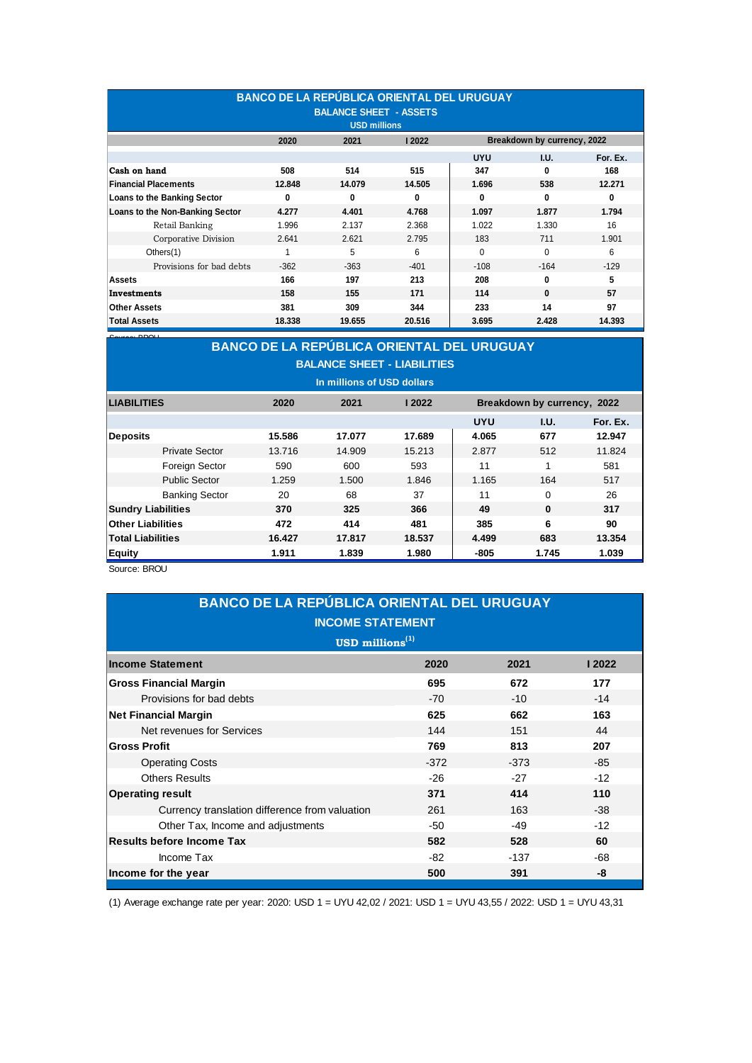## BANCO DE LA REPÚBLICA ORIENTAL DEL URUGUAY

### BALANCE SHEET - ASSETS

USD millions

| | 2020 | 2021 | I 2022 | Breakdown by currency, 2022 | | |
|---|---|---|---|---|---|---|
| | | | | UYU | I.U. | For. Ex. |
| **Cash on hand** | **508** | **514** | **515** | **347** | **0** | **168** |
| **Financial Placements** | **12.848** | **14.079** | **14.505** | **1.696** | **538** | **12.271** |
| **Loans to the Banking Sector** | **0** | **0** | **0** | **0** | **0** | **0** |
| **Loans to the Non-Banking Sector** | **4.277** | **4.401** | **4.768** | **1.097** | **1.877** | **1.794** |
| Retail Banking | 1.996 | 2.137 | 2.368 | 1.022 | 1.330 | 16 |
| Corporative Division | 2.641 | 2.621 | 2.795 | 183 | 711 | 1.901 |
| Others(1) | 1 | 5 | 6 | 0 | 0 | 6 |
| Provisions for bad debts | -362 | -363 | -401 | -108 | -164 | -129 |
| **Assets** | **166** | **197** | **213** | **208** | **0** | **5** |
| **Investments** | **158** | **155** | **171** | **114** | **0** | **57** |
| **Other Assets** | **381** | **309** | **344** | **233** | **14** | **97** |
| **Total Assets** | **18.338** | **19.655** | **20.516** | **3.695** | **2.428** | **14.393** |

Source: BROU

## BANCO DE LA REPÚBLICA ORIENTAL DEL URUGUAY

### BALANCE SHEET - LIABILITIES

In millions of USD dollars

| LIABILITIES | 2020 | 2021 | I 2022 | Breakdown by currency, 2022 | | |
|---|---|---|---|---|---|---|
| | | | | UYU | I.U. | For. Ex. |
| **Deposits** | **15.586** | **17.077** | **17.689** | **4.065** | **677** | **12.947** |
| Private Sector | 13.716 | 14.909 | 15.213 | 2.877 | 512 | 11.824 |
| Foreign Sector | 590 | 600 | 593 | 11 | 1 | 581 |
| Public Sector | 1.259 | 1.500 | 1.846 | 1.165 | 164 | 517 |
| Banking Sector | 20 | 68 | 37 | 11 | 0 | 26 |
| **Sundry Liabilities** | **370** | **325** | **366** | **49** | **0** | **317** |
| **Other Liabilities** | **472** | **414** | **481** | **385** | **6** | **90** |
| **Total Liabilities** | **16.427** | **17.817** | **18.537** | **4.499** | **683** | **13.354** |
| **Equity** | **1.911** | **1.839** | **1.980** | **-805** | **1.745** | **1.039** |

Source: BROU

## BANCO DE LA REPÚBLICA ORIENTAL DEL URUGUAY

### INCOME STATEMENT

USD millions(1)

| Income Statement | 2020 | 2021 | I 2022 |
|---|---|---|---|
| **Gross Financial Margin** | **695** | **672** | **177** |
| Provisions for bad debts | -70 | -10 | -14 |
| **Net Financial Margin** | **625** | **662** | **163** |
| Net revenues for Services | 144 | 151 | 44 |
| **Gross Profit** | **769** | **813** | **207** |
| Operating Costs | -372 | -373 | -85 |
| Others Results | -26 | -27 | -12 |
| **Operating result** | **371** | **414** | **110** |
| Currency translation difference from valuation | 261 | 163 | -38 |
| Other Tax, Income and adjustments | -50 | -49 | -12 |
| **Results before Income Tax** | **582** | **528** | **60** |
| Income Tax | -82 | -137 | -68 |
| **Income for the year** | **500** | **391** | **-8** |

(1) Average exchange rate per year: 2020: USD 1 = UYU 42,02 / 2021: USD 1 = UYU 43,55 / 2022: USD 1 = UYU 43,31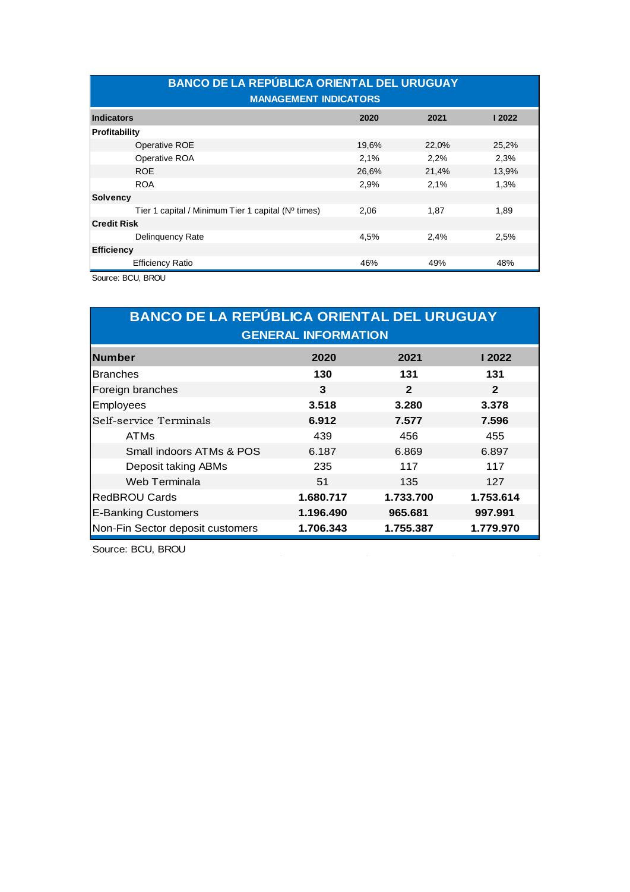## BANCO DE LA REPÚBLICA ORIENTAL DEL URUGUAY
### MANAGEMENT INDICATORS

| Indicators | 2020 | 2021 | I 2022 |
|---|---|---|---|
| **Profitability** | | | |
| Operative ROE | 19,6% | 22,0% | 25,2% |
| Operative ROA | 2,1% | 2,2% | 2,3% |
| ROE | 26,6% | 21,4% | 13,9% |
| ROA | 2,9% | 2,1% | 1,3% |
| **Solvency** | | | |
| Tier 1 capital / Minimum Tier 1 capital (Nº times) | 2,06 | 1,87 | 1,89 |
| **Credit Risk** | | | |
| Delinquency Rate | 4,5% | 2,4% | 2,5% |
| **Efficiency** | | | |
| Efficiency Ratio | 46% | 49% | 48% |

Source: BCU, BROU

## BANCO DE LA REPÚBLICA ORIENTAL DEL URUGUAY
### GENERAL INFORMATION

| Number | 2020 | 2021 | I 2022 |
|---|---|---|---|
| Branches | **130** | **131** | **131** |
| Foreign branches | **3** | **2** | **2** |
| Employees | **3.518** | **3.280** | **3.378** |
| Self-service Terminals | **6.912** | **7.577** | **7.596** |
| ATMs | 439 | 456 | 455 |
| Small indoors ATMs & POS | 6.187 | 6.869 | 6.897 |
| Deposit taking ABMs | 235 | 117 | 117 |
| Web Terminala | 51 | 135 | 127 |
| RedBROU Cards | **1.680.717** | **1.733.700** | **1.753.614** |
| E-Banking Customers | **1.196.490** | **965.681** | **997.991** |
| Non-Fin Sector deposit customers | **1.706.343** | **1.755.387** | **1.779.970** |

Source: BCU, BROU